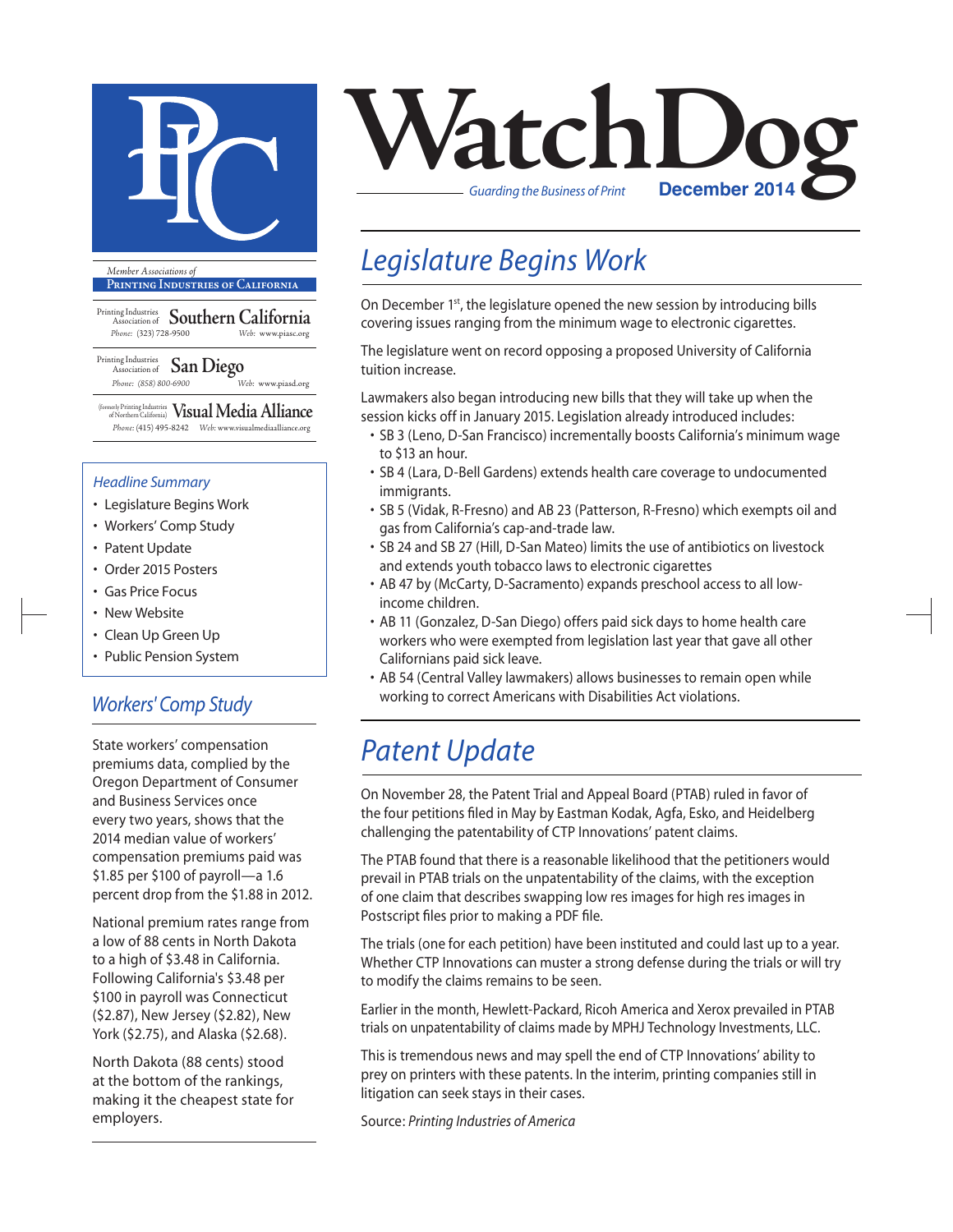# WatchDog

*Guarding the Business of Print*

**December 2014**

*Member Associations of*

**Printing Industries of California**

Printing Industries Association of **Southern California**
Phone: (323) 728-9500 Web: www.piasc.org

Printing Industries Association of **San Diego**
Phone: (858) 800-6900 Web: www.piasd.org

(formerly Printing Industries of Northern California) **Visual Media Alliance**
Phone: (415) 495-8242 Web: www.visualmediaalliance.org

### *Headline Summary*

- Legislature Begins Work
- Workers' Comp Study
- Patent Update
- Order 2015 Posters
- Gas Price Focus
- New Website
- Clean Up Green Up
- Public Pension System

## *Legislature Begins Work*

On December 1st, the legislature opened the new session by introducing bills covering issues ranging from the minimum wage to electronic cigarettes.

The legislature went on record opposing a proposed University of California tuition increase.

Lawmakers also began introducing new bills that they will take up when the session kicks off in January 2015. Legislation already introduced includes:

- SB 3 (Leno, D-San Francisco) incrementally boosts California's minimum wage to $13 an hour.
- SB 4 (Lara, D-Bell Gardens) extends health care coverage to undocumented immigrants.
- SB 5 (Vidak, R-Fresno) and AB 23 (Patterson, R-Fresno) which exempts oil and gas from California's cap-and-trade law.
- SB 24 and SB 27 (Hill, D-San Mateo) limits the use of antibiotics on livestock and extends youth tobacco laws to electronic cigarettes
- AB 47 by (McCarty, D-Sacramento) expands preschool access to all low-income children.
- AB 11 (Gonzalez, D-San Diego) offers paid sick days to home health care workers who were exempted from legislation last year that gave all other Californians paid sick leave.
- AB 54 (Central Valley lawmakers) allows businesses to remain open while working to correct Americans with Disabilities Act violations.

## *Workers' Comp Study*

State workers' compensation premiums data, complied by the Oregon Department of Consumer and Business Services once every two years, shows that the 2014 median value of workers' compensation premiums paid was $1.85 per $100 of payroll—a 1.6 percent drop from the $1.88 in 2012.

National premium rates range from a low of 88 cents in North Dakota to a high of $3.48 in California. Following California's $3.48 per $100 in payroll was Connecticut ($2.87), New Jersey ($2.82), New York ($2.75), and Alaska ($2.68).

North Dakota (88 cents) stood at the bottom of the rankings, making it the cheapest state for employers.

## *Patent Update*

On November 28, the Patent Trial and Appeal Board (PTAB) ruled in favor of the four petitions filed in May by Eastman Kodak, Agfa, Esko, and Heidelberg challenging the patentability of CTP Innovations' patent claims.

The PTAB found that there is a reasonable likelihood that the petitioners would prevail in PTAB trials on the unpatentability of the claims, with the exception of one claim that describes swapping low res images for high res images in Postscript files prior to making a PDF file.

The trials (one for each petition) have been instituted and could last up to a year. Whether CTP Innovations can muster a strong defense during the trials or will try to modify the claims remains to be seen.

Earlier in the month, Hewlett-Packard, Ricoh America and Xerox prevailed in PTAB trials on unpatentability of claims made by MPHJ Technology Investments, LLC.

This is tremendous news and may spell the end of CTP Innovations' ability to prey on printers with these patents. In the interim, printing companies still in litigation can seek stays in their cases.

Source: *Printing Industries of America*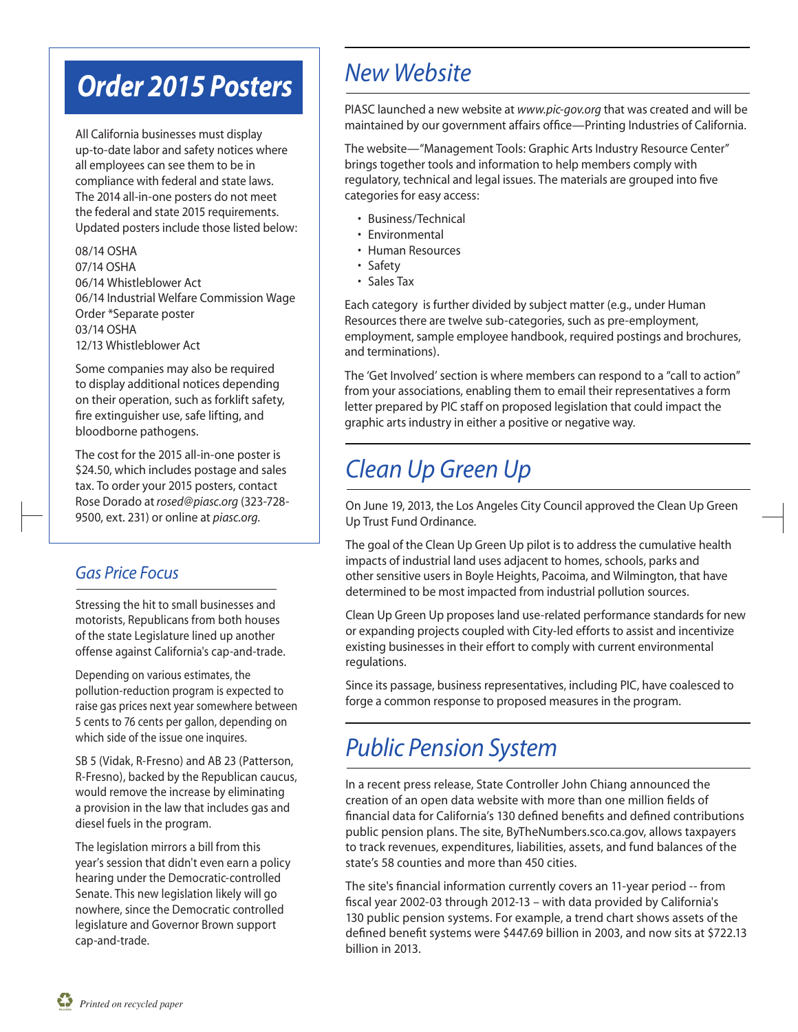## Order 2015 Posters

All California businesses must display up-to-date labor and safety notices where all employees can see them to be in compliance with federal and state laws. The 2014 all-in-one posters do not meet the federal and state 2015 requirements. Updated posters include those listed below:

08/14 OSHA
07/14 OSHA
06/14 Whistleblower Act
06/14 Industrial Welfare Commission Wage Order *Separate poster
03/14 OSHA
12/13 Whistleblower Act

Some companies may also be required to display additional notices depending on their operation, such as forklift safety, fire extinguisher use, safe lifting, and bloodborne pathogens.

The cost for the 2015 all-in-one poster is $24.50, which includes postage and sales tax. To order your 2015 posters, contact Rose Dorado at *rosed@piasc.org* (323-728-9500, ext. 231) or online at *piasc.org*.

### Gas Price Focus

Stressing the hit to small businesses and motorists, Republicans from both houses of the state Legislature lined up another offense against California's cap-and-trade.

Depending on various estimates, the pollution-reduction program is expected to raise gas prices next year somewhere between 5 cents to 76 cents per gallon, depending on which side of the issue one inquires.

SB 5 (Vidak, R-Fresno) and AB 23 (Patterson, R-Fresno), backed by the Republican caucus, would remove the increase by eliminating a provision in the law that includes gas and diesel fuels in the program.

The legislation mirrors a bill from this year's session that didn't even earn a policy hearing under the Democratic-controlled Senate. This new legislation likely will go nowhere, since the Democratic controlled legislature and Governor Brown support cap-and-trade.

## New Website

PIASC launched a new website at *www.pic-gov.org* that was created and will be maintained by our government affairs office—Printing Industries of California.

The website—"Management Tools: Graphic Arts Industry Resource Center" brings together tools and information to help members comply with regulatory, technical and legal issues. The materials are grouped into five categories for easy access:

- Business/Technical
- Environmental
- Human Resources
- Safety
- Sales Tax

Each category is further divided by subject matter (e.g., under Human Resources there are twelve sub-categories, such as pre-employment, employment, sample employee handbook, required postings and brochures, and terminations).

The 'Get Involved' section is where members can respond to a "call to action" from your associations, enabling them to email their representatives a form letter prepared by PIC staff on proposed legislation that could impact the graphic arts industry in either a positive or negative way.

## Clean Up Green Up

On June 19, 2013, the Los Angeles City Council approved the Clean Up Green Up Trust Fund Ordinance.

The goal of the Clean Up Green Up pilot is to address the cumulative health impacts of industrial land uses adjacent to homes, schools, parks and other sensitive users in Boyle Heights, Pacoima, and Wilmington, that have determined to be most impacted from industrial pollution sources.

Clean Up Green Up proposes land use-related performance standards for new or expanding projects coupled with City-led efforts to assist and incentivize existing businesses in their effort to comply with current environmental regulations.

Since its passage, business representatives, including PIC, have coalesced to forge a common response to proposed measures in the program.

## Public Pension System

In a recent press release, State Controller John Chiang announced the creation of an open data website with more than one million fields of financial data for California's 130 defined benefits and defined contributions public pension plans. The site, ByTheNumbers.sco.ca.gov, allows taxpayers to track revenues, expenditures, liabilities, assets, and fund balances of the state's 58 counties and more than 450 cities.

The site's financial information currently covers an 11-year period -- from fiscal year 2002-03 through 2012-13 – with data provided by California's 130 public pension systems. For example, a trend chart shows assets of the defined benefit systems were $447.69 billion in 2003, and now sits at $722.13 billion in 2013.

*Printed on recycled paper*